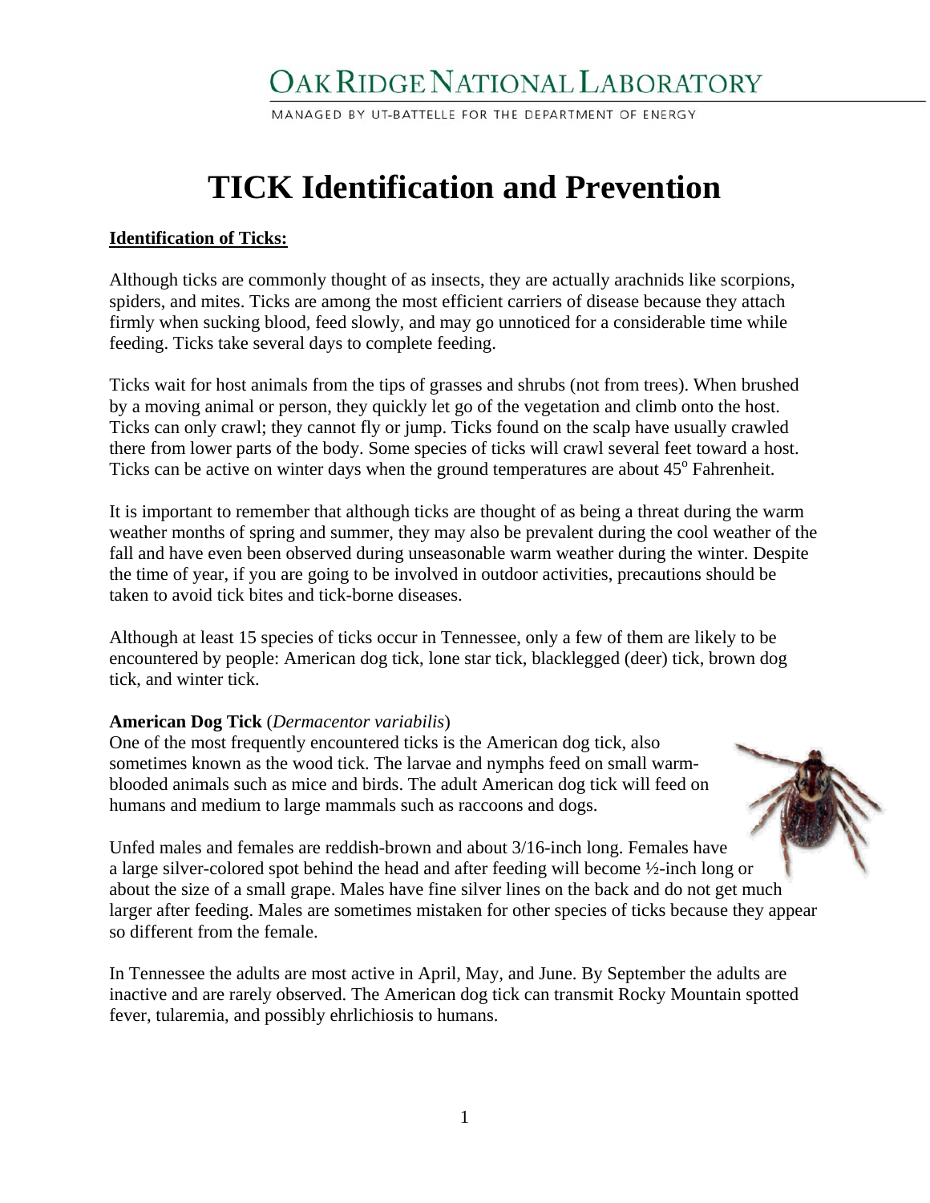# Oak Ridge National Laboratory

MANAGED BY UT-BATTELLE FOR THE DEPARTMENT OF ENERGY

# TICK Identification and Prevention

## Identification of Ticks:

Although ticks are commonly thought of as insects, they are actually arachnids like scorpions, spiders, and mites. Ticks are among the most efficient carriers of disease because they attach firmly when sucking blood, feed slowly, and may go unnoticed for a considerable time while feeding. Ticks take several days to complete feeding.

Ticks wait for host animals from the tips of grasses and shrubs (not from trees). When brushed by a moving animal or person, they quickly let go of the vegetation and climb onto the host. Ticks can only crawl; they cannot fly or jump. Ticks found on the scalp have usually crawled there from lower parts of the body. Some species of ticks will crawl several feet toward a host. Ticks can be active on winter days when the ground temperatures are about 45$^{o}$ Fahrenheit.

It is important to remember that although ticks are thought of as being a threat during the warm weather months of spring and summer, they may also be prevalent during the cool weather of the fall and have even been observed during unseasonable warm weather during the winter. Despite the time of year, if you are going to be involved in outdoor activities, precautions should be taken to avoid tick bites and tick-borne diseases.

Although at least 15 species of ticks occur in Tennessee, only a few of them are likely to be encountered by people: American dog tick, lone star tick, blacklegged (deer) tick, brown dog tick, and winter tick.

**American Dog Tick** (*Dermacentor variabilis*)
One of the most frequently encountered ticks is the American dog tick, also sometimes known as the wood tick. The larvae and nymphs feed on small warm-blooded animals such as mice and birds. The adult American dog tick will feed on humans and medium to large mammals such as raccoons and dogs.

Unfed males and females are reddish-brown and about 3/16-inch long. Females have a large silver-colored spot behind the head and after feeding will become ½-inch long or about the size of a small grape. Males have fine silver lines on the back and do not get much larger after feeding. Males are sometimes mistaken for other species of ticks because they appear so different from the female.

In Tennessee the adults are most active in April, May, and June. By September the adults are inactive and are rarely observed. The American dog tick can transmit Rocky Mountain spotted fever, tularemia, and possibly ehrlichiosis to humans.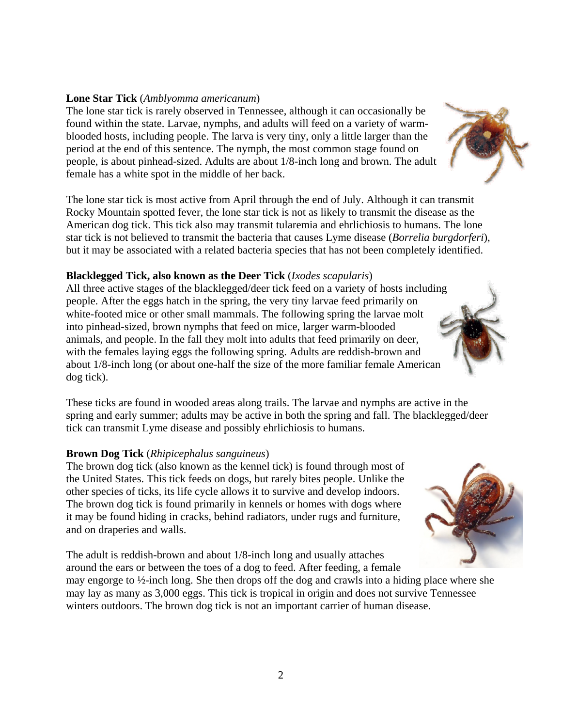**Lone Star Tick** (*Amblyomma americanum*)
The lone star tick is rarely observed in Tennessee, although it can occasionally be found within the state. Larvae, nymphs, and adults will feed on a variety of warm-blooded hosts, including people. The larva is very tiny, only a little larger than the period at the end of this sentence. The nymph, the most common stage found on people, is about pinhead-sized. Adults are about 1/8-inch long and brown. The adult female has a white spot in the middle of her back.

The lone star tick is most active from April through the end of July. Although it can transmit Rocky Mountain spotted fever, the lone star tick is not as likely to transmit the disease as the American dog tick. This tick also may transmit tularemia and ehrlichiosis to humans. The lone star tick is not believed to transmit the bacteria that causes Lyme disease (*Borrelia burgdorferi*), but it may be associated with a related bacteria species that has not been completely identified.

**Blacklegged Tick, also known as the Deer Tick** (*Ixodes scapularis*)
All three active stages of the blacklegged/deer tick feed on a variety of hosts including people. After the eggs hatch in the spring, the very tiny larvae feed primarily on white-footed mice or other small mammals. The following spring the larvae molt into pinhead-sized, brown nymphs that feed on mice, larger warm-blooded animals, and people. In the fall they molt into adults that feed primarily on deer, with the females laying eggs the following spring. Adults are reddish-brown and about 1/8-inch long (or about one-half the size of the more familiar female American dog tick).

These ticks are found in wooded areas along trails. The larvae and nymphs are active in the spring and early summer; adults may be active in both the spring and fall. The blacklegged/deer tick can transmit Lyme disease and possibly ehrlichiosis to humans.

**Brown Dog Tick** (*Rhipicephalus sanguineus*)
The brown dog tick (also known as the kennel tick) is found through most of the United States. This tick feeds on dogs, but rarely bites people. Unlike the other species of ticks, its life cycle allows it to survive and develop indoors. The brown dog tick is found primarily in kennels or homes with dogs where it may be found hiding in cracks, behind radiators, under rugs and furniture, and on draperies and walls.

The adult is reddish-brown and about 1/8-inch long and usually attaches around the ears or between the toes of a dog to feed. After feeding, a female may engorge to ½-inch long. She then drops off the dog and crawls into a hiding place where she may lay as many as 3,000 eggs. This tick is tropical in origin and does not survive Tennessee winters outdoors. The brown dog tick is not an important carrier of human disease.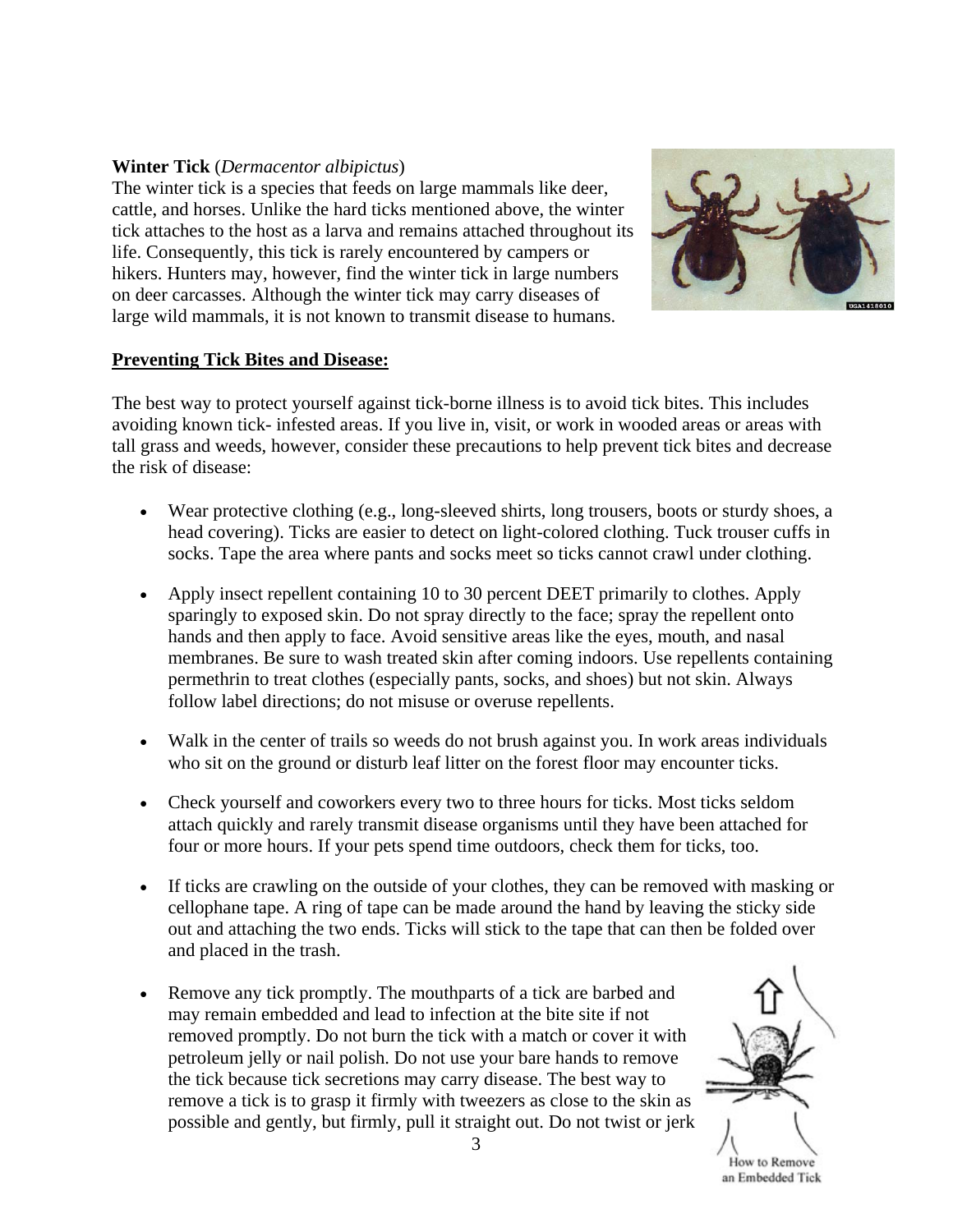**Winter Tick** (*Dermacentor albipictus*)
The winter tick is a species that feeds on large mammals like deer, cattle, and horses. Unlike the hard ticks mentioned above, the winter tick attaches to the host as a larva and remains attached throughout its life. Consequently, this tick is rarely encountered by campers or hikers. Hunters may, however, find the winter tick in large numbers on deer carcasses. Although the winter tick may carry diseases of large wild mammals, it is not known to transmit disease to humans.

## Preventing Tick Bites and Disease:

The best way to protect yourself against tick-borne illness is to avoid tick bites. This includes avoiding known tick- infested areas. If you live in, visit, or work in wooded areas or areas with tall grass and weeds, however, consider these precautions to help prevent tick bites and decrease the risk of disease:

- Wear protective clothing (e.g., long-sleeved shirts, long trousers, boots or sturdy shoes, a head covering). Ticks are easier to detect on light-colored clothing. Tuck trouser cuffs in socks. Tape the area where pants and socks meet so ticks cannot crawl under clothing.

- Apply insect repellent containing 10 to 30 percent DEET primarily to clothes. Apply sparingly to exposed skin. Do not spray directly to the face; spray the repellent onto hands and then apply to face. Avoid sensitive areas like the eyes, mouth, and nasal membranes. Be sure to wash treated skin after coming indoors. Use repellents containing permethrin to treat clothes (especially pants, socks, and shoes) but not skin. Always follow label directions; do not misuse or overuse repellents.

- Walk in the center of trails so weeds do not brush against you. In work areas individuals who sit on the ground or disturb leaf litter on the forest floor may encounter ticks.

- Check yourself and coworkers every two to three hours for ticks. Most ticks seldom attach quickly and rarely transmit disease organisms until they have been attached for four or more hours. If your pets spend time outdoors, check them for ticks, too.

- If ticks are crawling on the outside of your clothes, they can be removed with masking or cellophane tape. A ring of tape can be made around the hand by leaving the sticky side out and attaching the two ends. Ticks will stick to the tape that can then be folded over and placed in the trash.

- Remove any tick promptly. The mouthparts of a tick are barbed and may remain embedded and lead to infection at the bite site if not removed promptly. Do not burn the tick with a match or cover it with petroleum jelly or nail polish. Do not use your bare hands to remove the tick because tick secretions may carry disease. The best way to remove a tick is to grasp it firmly with tweezers as close to the skin as possible and gently, but firmly, pull it straight out. Do not twist or jerk

How to Remove an Embedded Tick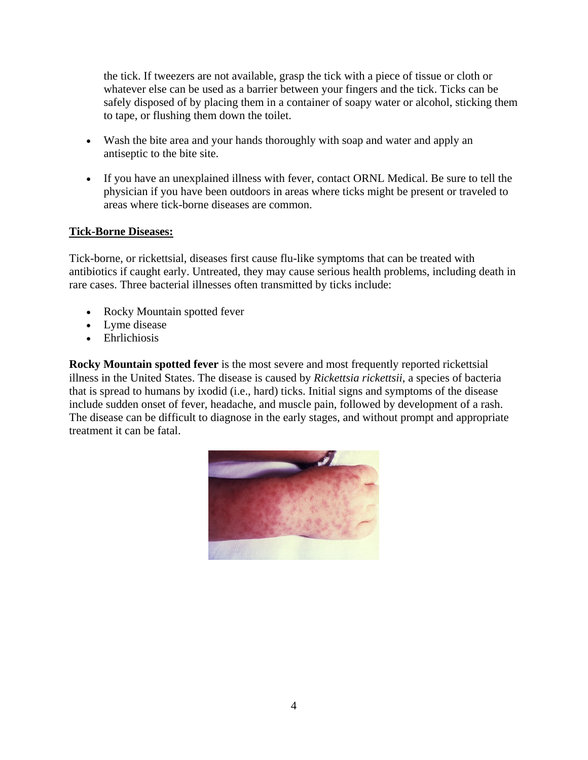the tick. If tweezers are not available, grasp the tick with a piece of tissue or cloth or whatever else can be used as a barrier between your fingers and the tick. Ticks can be safely disposed of by placing them in a container of soapy water or alcohol, sticking them to tape, or flushing them down the toilet.

- Wash the bite area and your hands thoroughly with soap and water and apply an antiseptic to the bite site.
- If you have an unexplained illness with fever, contact ORNL Medical. Be sure to tell the physician if you have been outdoors in areas where ticks might be present or traveled to areas where tick-borne diseases are common.

**Tick-Borne Diseases:**

Tick-borne, or rickettsial, diseases first cause flu-like symptoms that can be treated with antibiotics if caught early. Untreated, they may cause serious health problems, including death in rare cases. Three bacterial illnesses often transmitted by ticks include:

- Rocky Mountain spotted fever
- Lyme disease
- Ehrlichiosis

**Rocky Mountain spotted fever** is the most severe and most frequently reported rickettsial illness in the United States. The disease is caused by *Rickettsia rickettsii*, a species of bacteria that is spread to humans by ixodid (i.e., hard) ticks. Initial signs and symptoms of the disease include sudden onset of fever, headache, and muscle pain, followed by development of a rash. The disease can be difficult to diagnose in the early stages, and without prompt and appropriate treatment it can be fatal.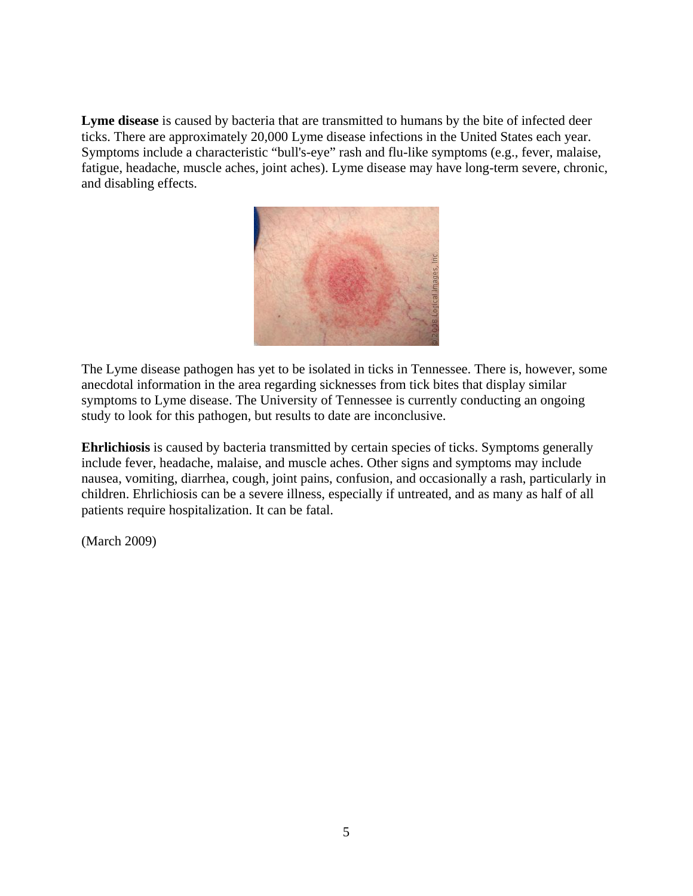**Lyme disease** is caused by bacteria that are transmitted to humans by the bite of infected deer ticks. There are approximately 20,000 Lyme disease infections in the United States each year. Symptoms include a characteristic "bull's-eye" rash and flu-like symptoms (e.g., fever, malaise, fatigue, headache, muscle aches, joint aches). Lyme disease may have long-term severe, chronic, and disabling effects.

The Lyme disease pathogen has yet to be isolated in ticks in Tennessee. There is, however, some anecdotal information in the area regarding sicknesses from tick bites that display similar symptoms to Lyme disease. The University of Tennessee is currently conducting an ongoing study to look for this pathogen, but results to date are inconclusive.

**Ehrlichiosis** is caused by bacteria transmitted by certain species of ticks. Symptoms generally include fever, headache, malaise, and muscle aches. Other signs and symptoms may include nausea, vomiting, diarrhea, cough, joint pains, confusion, and occasionally a rash, particularly in children. Ehrlichiosis can be a severe illness, especially if untreated, and as many as half of all patients require hospitalization. It can be fatal.

(March 2009)